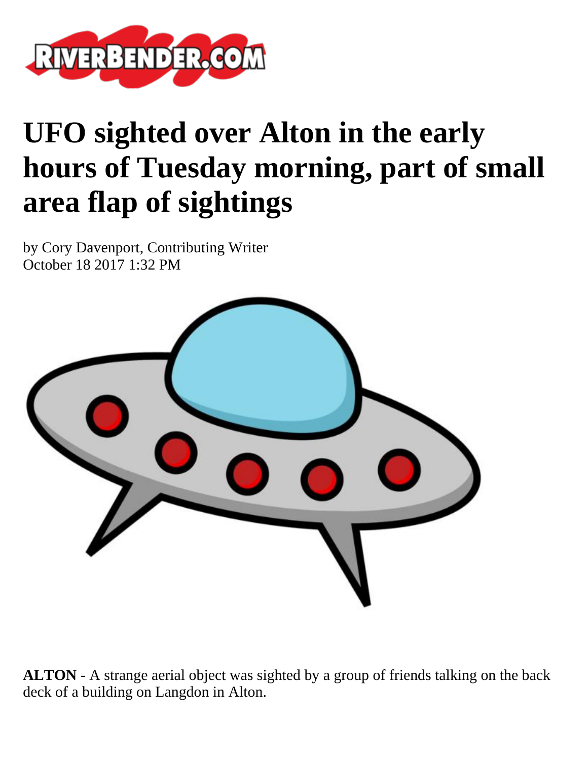# UFO sighted over Alton in the early hours of Tuesday morning, part of small area flap of sightings

by Cory Davenport, Contributing Writer
October 18 2017 1:32 PM

**ALTON** - A strange aerial object was sighted by a group of friends talking on the back deck of a building on Langdon in Alton.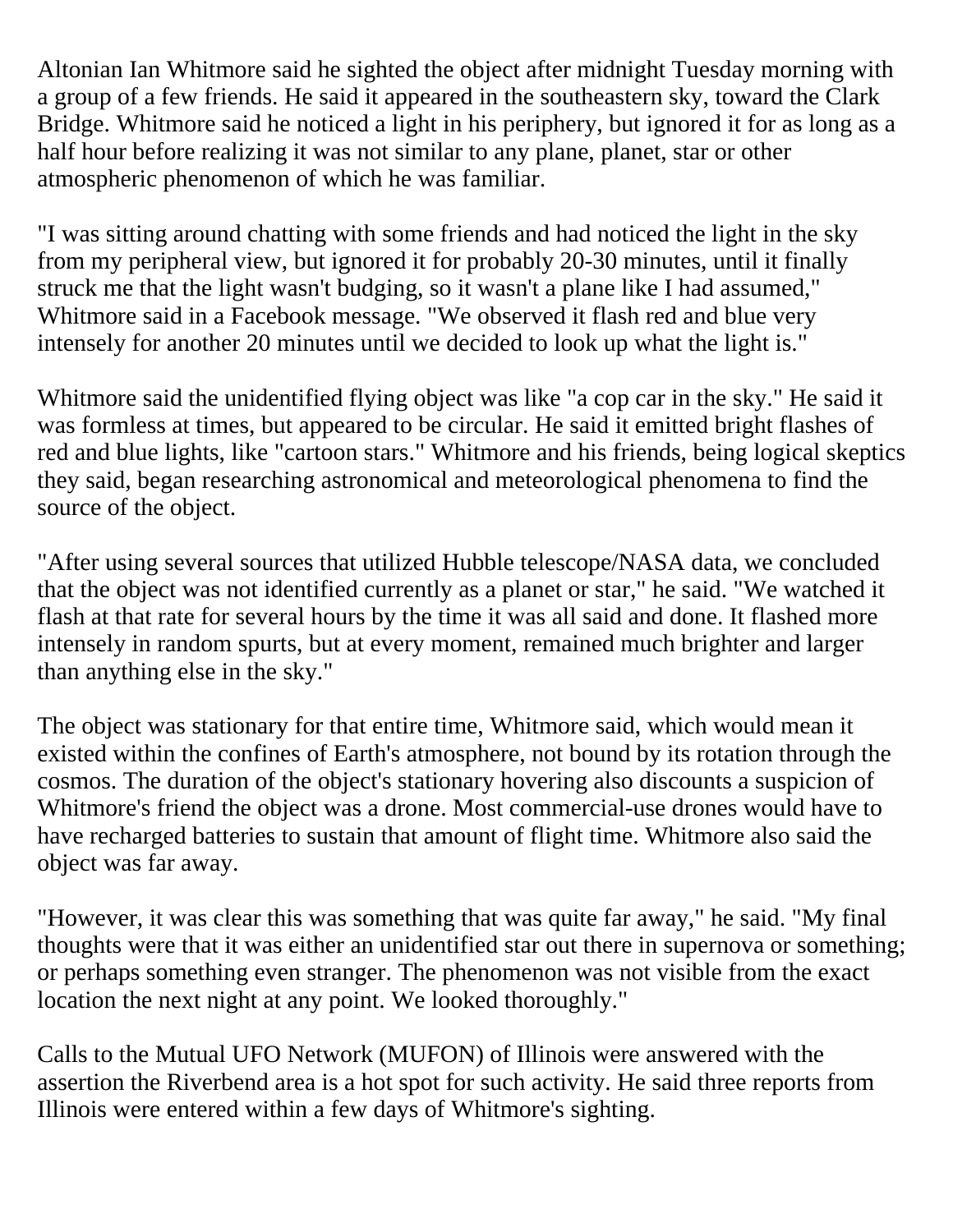Altonian Ian Whitmore said he sighted the object after midnight Tuesday morning with a group of a few friends. He said it appeared in the southeastern sky, toward the Clark Bridge. Whitmore said he noticed a light in his periphery, but ignored it for as long as a half hour before realizing it was not similar to any plane, planet, star or other atmospheric phenomenon of which he was familiar.

"I was sitting around chatting with some friends and had noticed the light in the sky from my peripheral view, but ignored it for probably 20-30 minutes, until it finally struck me that the light wasn't budging, so it wasn't a plane like I had assumed," Whitmore said in a Facebook message. "We observed it flash red and blue very intensely for another 20 minutes until we decided to look up what the light is."

Whitmore said the unidentified flying object was like "a cop car in the sky." He said it was formless at times, but appeared to be circular. He said it emitted bright flashes of red and blue lights, like "cartoon stars." Whitmore and his friends, being logical skeptics they said, began researching astronomical and meteorological phenomena to find the source of the object.

"After using several sources that utilized Hubble telescope/NASA data, we concluded that the object was not identified currently as a planet or star," he said. "We watched it flash at that rate for several hours by the time it was all said and done. It flashed more intensely in random spurts, but at every moment, remained much brighter and larger than anything else in the sky."

The object was stationary for that entire time, Whitmore said, which would mean it existed within the confines of Earth's atmosphere, not bound by its rotation through the cosmos. The duration of the object's stationary hovering also discounts a suspicion of Whitmore's friend the object was a drone. Most commercial-use drones would have to have recharged batteries to sustain that amount of flight time. Whitmore also said the object was far away.

"However, it was clear this was something that was quite far away," he said. "My final thoughts were that it was either an unidentified star out there in supernova or something; or perhaps something even stranger. The phenomenon was not visible from the exact location the next night at any point. We looked thoroughly."

Calls to the Mutual UFO Network (MUFON) of Illinois were answered with the assertion the Riverbend area is a hot spot for such activity. He said three reports from Illinois were entered within a few days of Whitmore's sighting.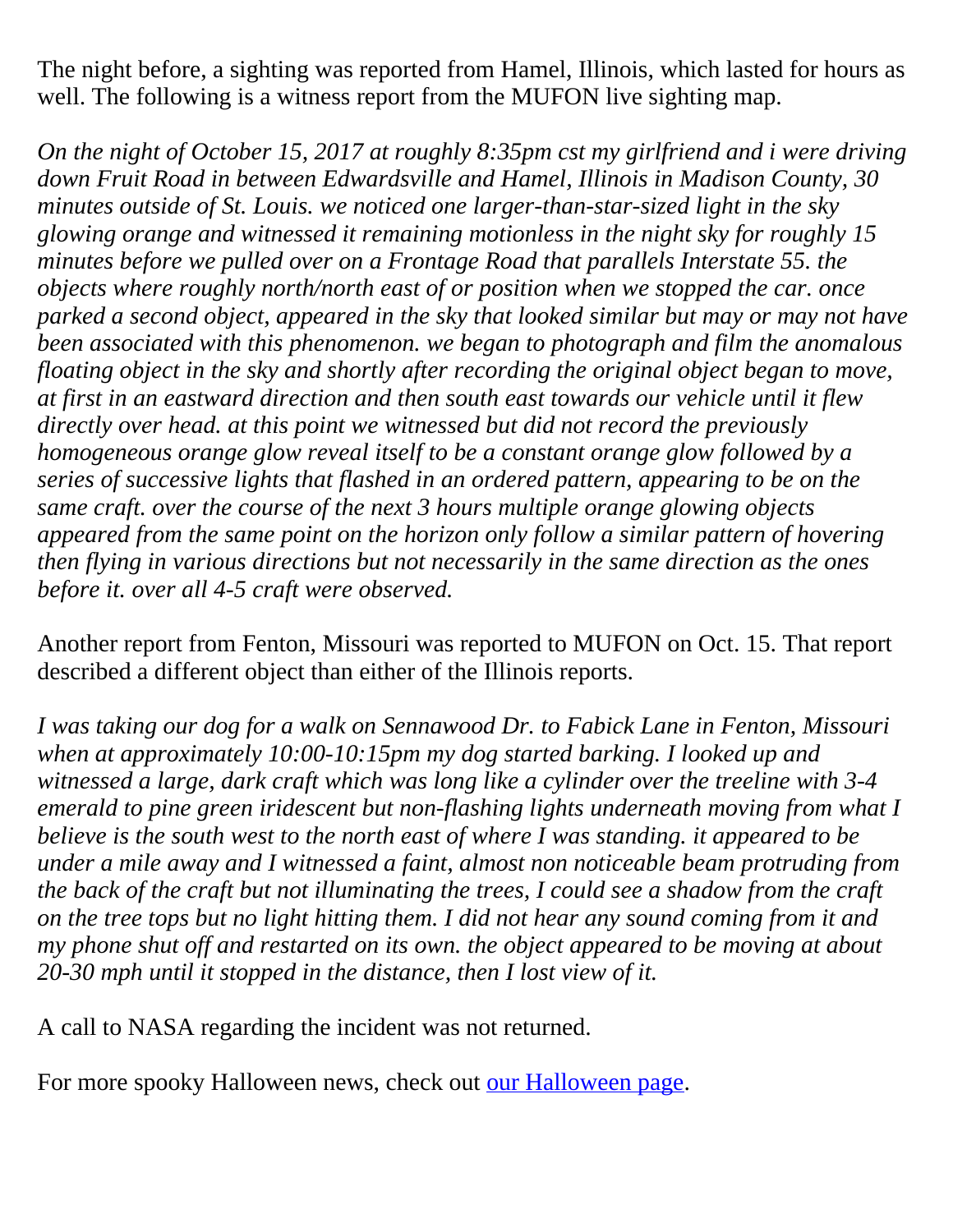The night before, a sighting was reported from Hamel, Illinois, which lasted for hours as well. The following is a witness report from the MUFON live sighting map.

*On the night of October 15, 2017 at roughly 8:35pm cst my girlfriend and i were driving down Fruit Road in between Edwardsville and Hamel, Illinois in Madison County, 30 minutes outside of St. Louis. we noticed one larger-than-star-sized light in the sky glowing orange and witnessed it remaining motionless in the night sky for roughly 15 minutes before we pulled over on a Frontage Road that parallels Interstate 55. the objects where roughly north/north east of or position when we stopped the car. once parked a second object, appeared in the sky that looked similar but may or may not have been associated with this phenomenon. we began to photograph and film the anomalous floating object in the sky and shortly after recording the original object began to move, at first in an eastward direction and then south east towards our vehicle until it flew directly over head. at this point we witnessed but did not record the previously homogeneous orange glow reveal itself to be a constant orange glow followed by a series of successive lights that flashed in an ordered pattern, appearing to be on the same craft. over the course of the next 3 hours multiple orange glowing objects appeared from the same point on the horizon only follow a similar pattern of hovering then flying in various directions but not necessarily in the same direction as the ones before it. over all 4-5 craft were observed.*

Another report from Fenton, Missouri was reported to MUFON on Oct. 15. That report described a different object than either of the Illinois reports.

*I was taking our dog for a walk on Sennawood Dr. to Fabick Lane in Fenton, Missouri when at approximately 10:00-10:15pm my dog started barking. I looked up and witnessed a large, dark craft which was long like a cylinder over the treeline with 3-4 emerald to pine green iridescent but non-flashing lights underneath moving from what I believe is the south west to the north east of where I was standing. it appeared to be under a mile away and I witnessed a faint, almost non noticeable beam protruding from the back of the craft but not illuminating the trees, I could see a shadow from the craft on the tree tops but no light hitting them. I did not hear any sound coming from it and my phone shut off and restarted on its own. the object appeared to be moving at about 20-30 mph until it stopped in the distance, then I lost view of it.*

A call to NASA regarding the incident was not returned.

For more spooky Halloween news, check out [our Halloween page](#).